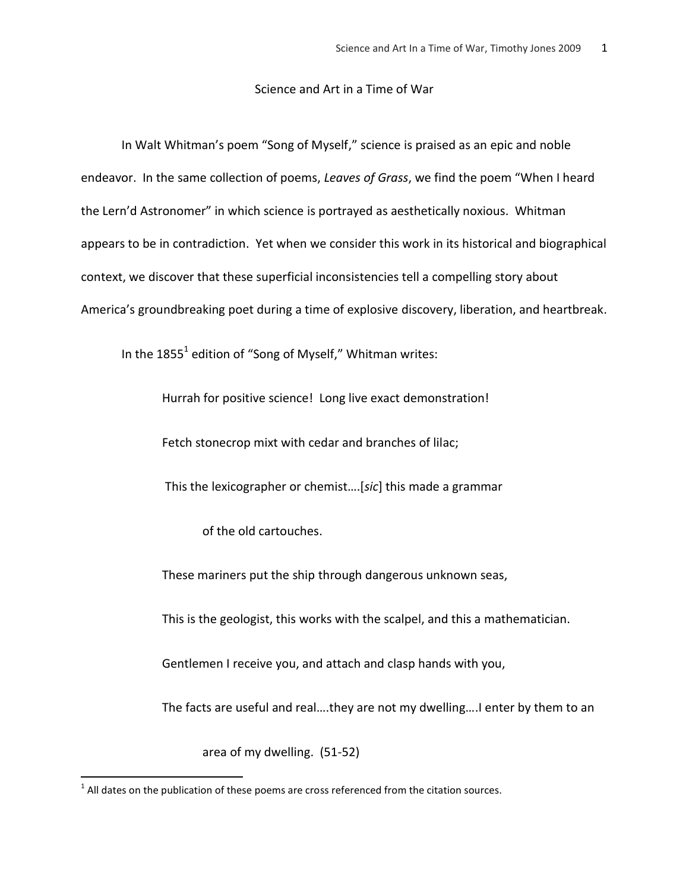# Science and Art in a Time of War

In Walt Whitman's poem "Song of Myself," science is praised as an epic and noble endeavor. In the same collection of poems, *Leaves of Grass*, we find the poem "When I heard the Lern'd Astronomer" in which science is portrayed as aesthetically noxious. Whitman appears to be in contradiction. Yet when we consider this work in its historical and biographical context, we discover that these superficial inconsistencies tell a compelling story about America's groundbreaking poet during a time of explosive discovery, liberation, and heartbreak.

In the 1855[1] edition of "Song of Myself," Whitman writes:

> Hurrah for positive science! Long live exact demonstration!
>
> Fetch stonecrop mixt with cedar and branches of lilac;
>
> This the lexicographer or chemist….[*sic*] this made a grammar
>
> of the old cartouches.
>
> These mariners put the ship through dangerous unknown seas,
>
> This is the geologist, this works with the scalpel, and this a mathematician.
>
> Gentlemen I receive you, and attach and clasp hands with you,
>
> The facts are useful and real….they are not my dwelling….I enter by them to an
>
> area of my dwelling. (51-52)

[1] All dates on the publication of these poems are cross referenced from the citation sources.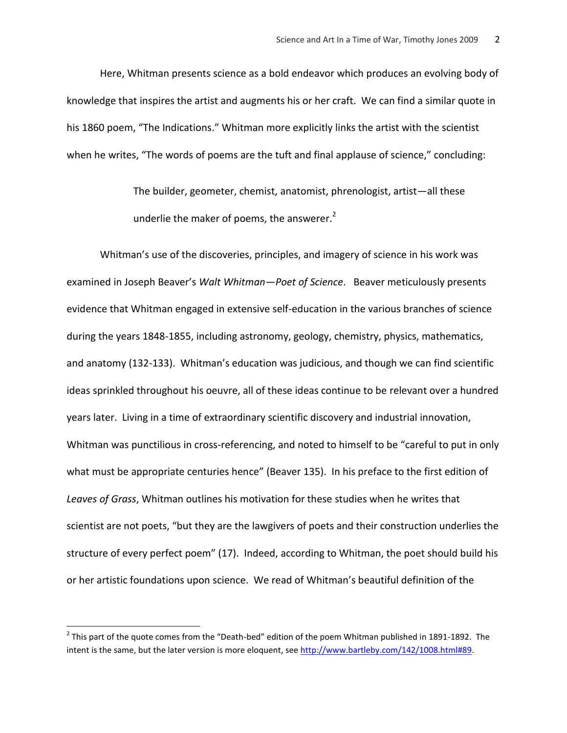Here, Whitman presents science as a bold endeavor which produces an evolving body of knowledge that inspires the artist and augments his or her craft. We can find a similar quote in his 1860 poem, "The Indications." Whitman more explicitly links the artist with the scientist when he writes, "The words of poems are the tuft and final applause of science," concluding:

> The builder, geometer, chemist, anatomist, phrenologist, artist—all these underlie the maker of poems, the answerer.[2]

Whitman's use of the discoveries, principles, and imagery of science in his work was examined in Joseph Beaver's *Walt Whitman—Poet of Science*. Beaver meticulously presents evidence that Whitman engaged in extensive self-education in the various branches of science during the years 1848-1855, including astronomy, geology, chemistry, physics, mathematics, and anatomy (132-133). Whitman's education was judicious, and though we can find scientific ideas sprinkled throughout his oeuvre, all of these ideas continue to be relevant over a hundred years later. Living in a time of extraordinary scientific discovery and industrial innovation, Whitman was punctilious in cross-referencing, and noted to himself to be "careful to put in only what must be appropriate centuries hence" (Beaver 135). In his preface to the first edition of *Leaves of Grass*, Whitman outlines his motivation for these studies when he writes that scientist are not poets, "but they are the lawgivers of poets and their construction underlies the structure of every perfect poem" (17). Indeed, according to Whitman, the poet should build his or her artistic foundations upon science. We read of Whitman's beautiful definition of the

---

[2] This part of the quote comes from the "Death-bed" edition of the poem Whitman published in 1891-1892. The intent is the same, but the later version is more eloquent, see http://www.bartleby.com/142/1008.html#89.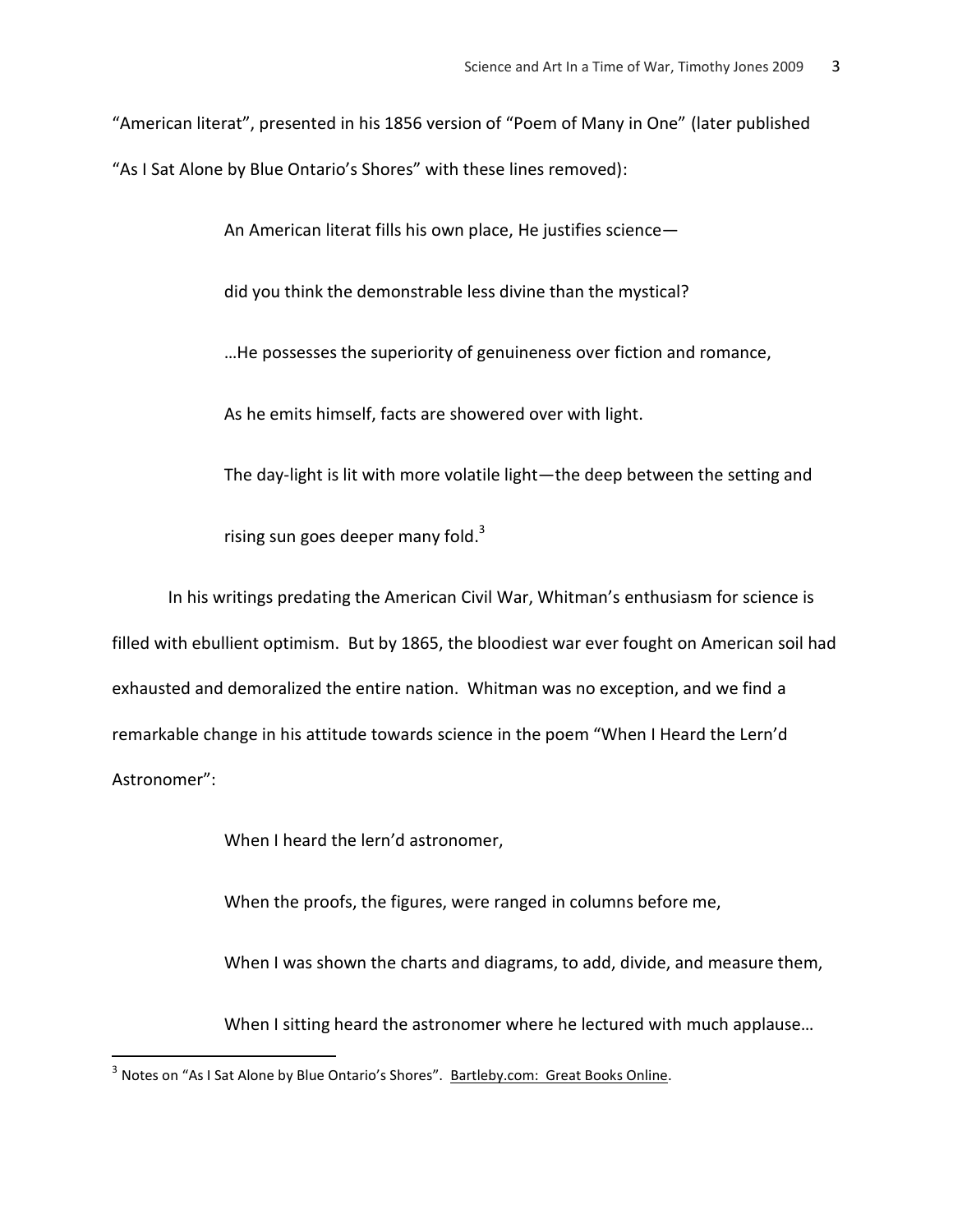"American literat", presented in his 1856 version of "Poem of Many in One" (later published "As I Sat Alone by Blue Ontario's Shores" with these lines removed):

> An American literat fills his own place, He justifies science—
>
> did you think the demonstrable less divine than the mystical?
>
> …He possesses the superiority of genuineness over fiction and romance,
>
> As he emits himself, facts are showered over with light.
>
> The day-light is lit with more volatile light—the deep between the setting and rising sun goes deeper many fold.[3]

In his writings predating the American Civil War, Whitman's enthusiasm for science is filled with ebullient optimism. But by 1865, the bloodiest war ever fought on American soil had exhausted and demoralized the entire nation. Whitman was no exception, and we find a remarkable change in his attitude towards science in the poem "When I Heard the Lern'd Astronomer":

> When I heard the lern'd astronomer,
>
> When the proofs, the figures, were ranged in columns before me,
>
> When I was shown the charts and diagrams, to add, divide, and measure them,
>
> When I sitting heard the astronomer where he lectured with much applause…

---

[3] Notes on "As I Sat Alone by Blue Ontario's Shores". Bartleby.com: Great Books Online.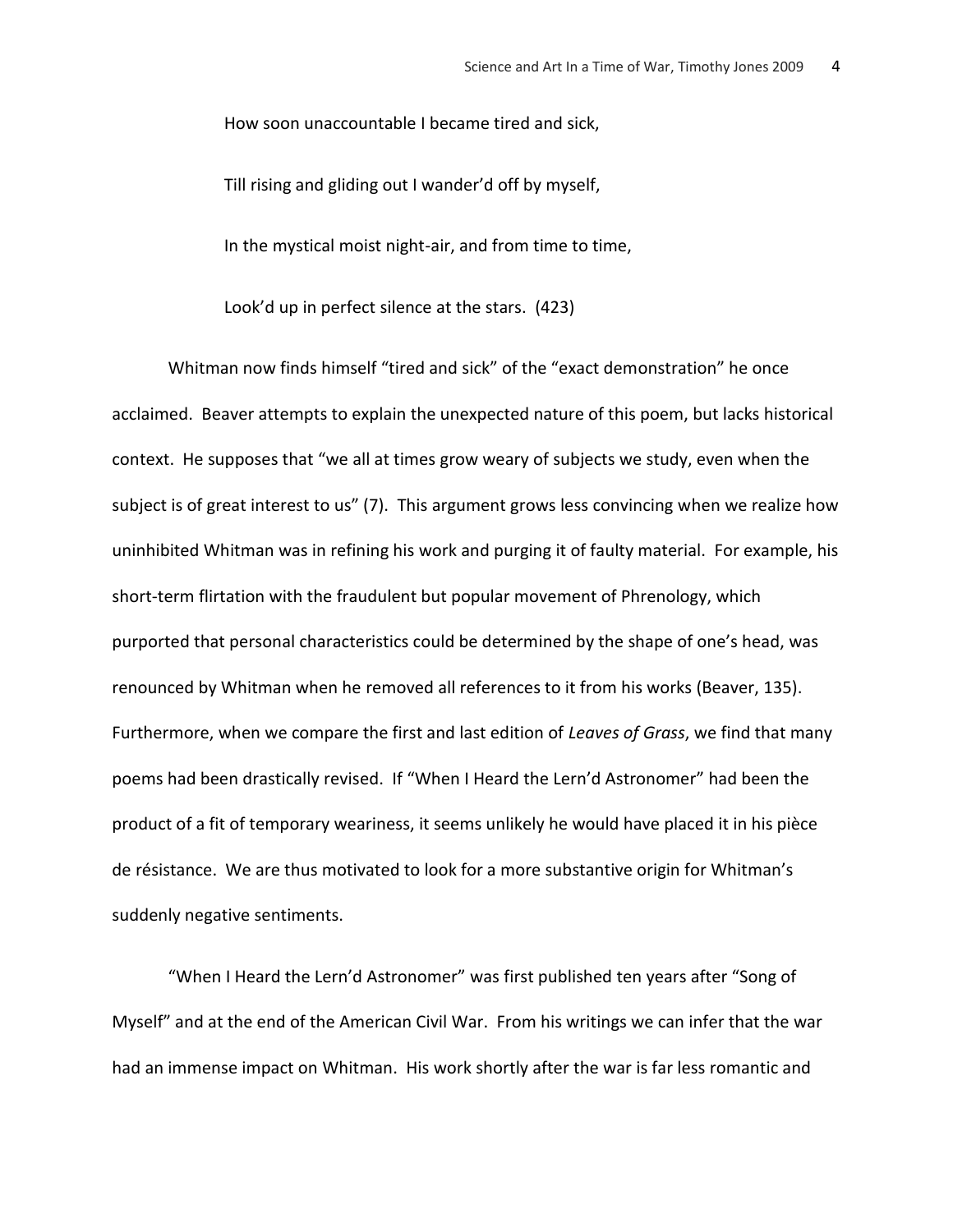> How soon unaccountable I became tired and sick,
>
> Till rising and gliding out I wander'd off by myself,
>
> In the mystical moist night-air, and from time to time,
>
> Look'd up in perfect silence at the stars. (423)

Whitman now finds himself "tired and sick" of the "exact demonstration" he once acclaimed. Beaver attempts to explain the unexpected nature of this poem, but lacks historical context. He supposes that "we all at times grow weary of subjects we study, even when the subject is of great interest to us" (7). This argument grows less convincing when we realize how uninhibited Whitman was in refining his work and purging it of faulty material. For example, his short-term flirtation with the fraudulent but popular movement of Phrenology, which purported that personal characteristics could be determined by the shape of one's head, was renounced by Whitman when he removed all references to it from his works (Beaver, 135). Furthermore, when we compare the first and last edition of *Leaves of Grass*, we find that many poems had been drastically revised. If "When I Heard the Lern'd Astronomer" had been the product of a fit of temporary weariness, it seems unlikely he would have placed it in his pièce de résistance. We are thus motivated to look for a more substantive origin for Whitman's suddenly negative sentiments.

"When I Heard the Lern'd Astronomer" was first published ten years after "Song of Myself" and at the end of the American Civil War. From his writings we can infer that the war had an immense impact on Whitman. His work shortly after the war is far less romantic and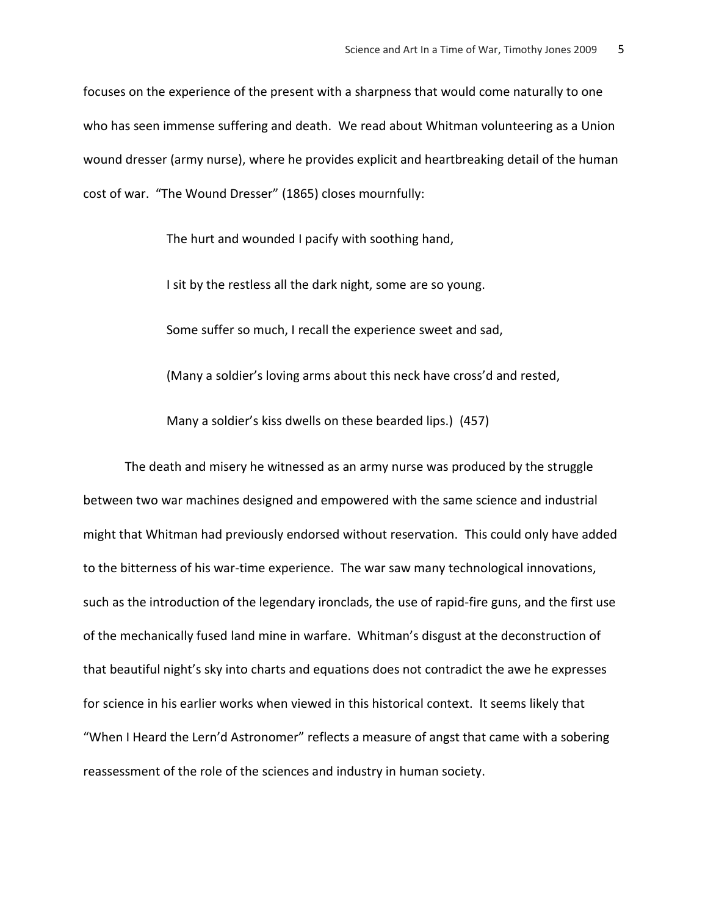focuses on the experience of the present with a sharpness that would come naturally to one who has seen immense suffering and death. We read about Whitman volunteering as a Union wound dresser (army nurse), where he provides explicit and heartbreaking detail of the human cost of war. "The Wound Dresser" (1865) closes mournfully:

> The hurt and wounded I pacify with soothing hand,
>
> I sit by the restless all the dark night, some are so young.
>
> Some suffer so much, I recall the experience sweet and sad,
>
> (Many a soldier's loving arms about this neck have cross'd and rested,
>
> Many a soldier's kiss dwells on these bearded lips.) (457)

The death and misery he witnessed as an army nurse was produced by the struggle between two war machines designed and empowered with the same science and industrial might that Whitman had previously endorsed without reservation. This could only have added to the bitterness of his war-time experience. The war saw many technological innovations, such as the introduction of the legendary ironclads, the use of rapid-fire guns, and the first use of the mechanically fused land mine in warfare. Whitman's disgust at the deconstruction of that beautiful night's sky into charts and equations does not contradict the awe he expresses for science in his earlier works when viewed in this historical context. It seems likely that "When I Heard the Lern'd Astronomer" reflects a measure of angst that came with a sobering reassessment of the role of the sciences and industry in human society.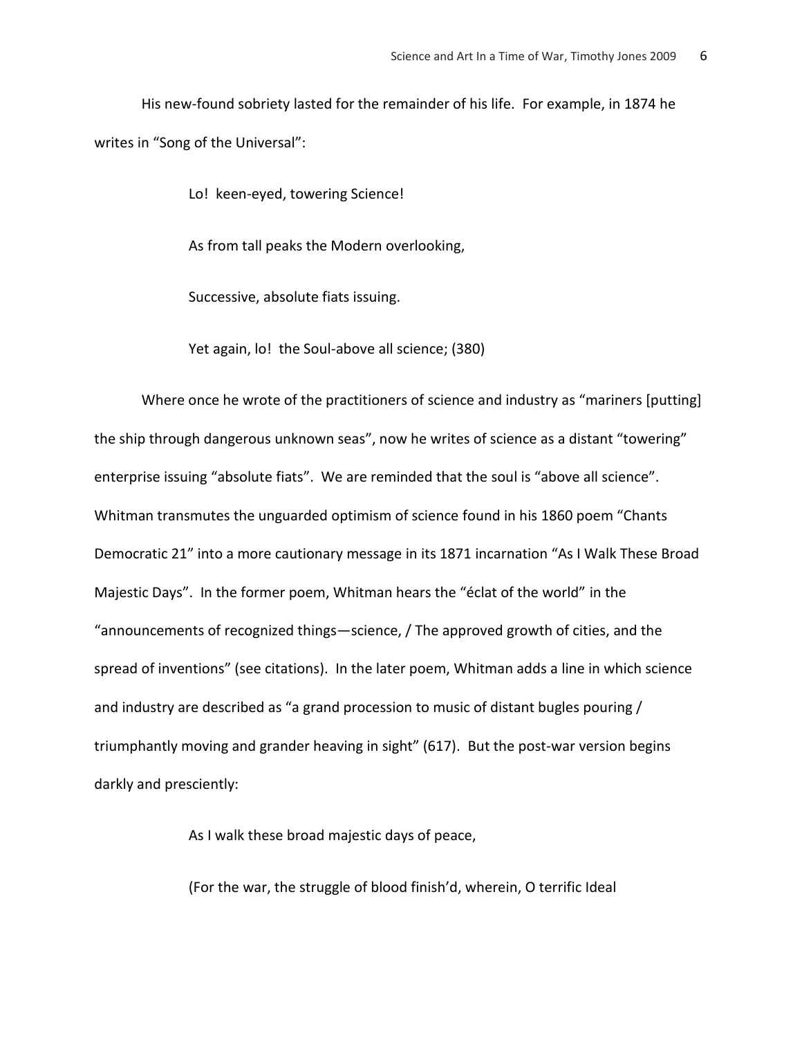His new-found sobriety lasted for the remainder of his life. For example, in 1874 he writes in "Song of the Universal":

> Lo! keen-eyed, towering Science!
>
> As from tall peaks the Modern overlooking,
>
> Successive, absolute fiats issuing.
>
> Yet again, lo! the Soul-above all science; (380)

Where once he wrote of the practitioners of science and industry as "mariners [putting] the ship through dangerous unknown seas", now he writes of science as a distant "towering" enterprise issuing "absolute fiats". We are reminded that the soul is "above all science". Whitman transmutes the unguarded optimism of science found in his 1860 poem "Chants Democratic 21" into a more cautionary message in its 1871 incarnation "As I Walk These Broad Majestic Days". In the former poem, Whitman hears the "éclat of the world" in the "announcements of recognized things—science, / The approved growth of cities, and the spread of inventions" (see citations). In the later poem, Whitman adds a line in which science and industry are described as "a grand procession to music of distant bugles pouring / triumphantly moving and grander heaving in sight" (617). But the post-war version begins darkly and presciently:

> As I walk these broad majestic days of peace,
>
> (For the war, the struggle of blood finish'd, wherein, O terrific Ideal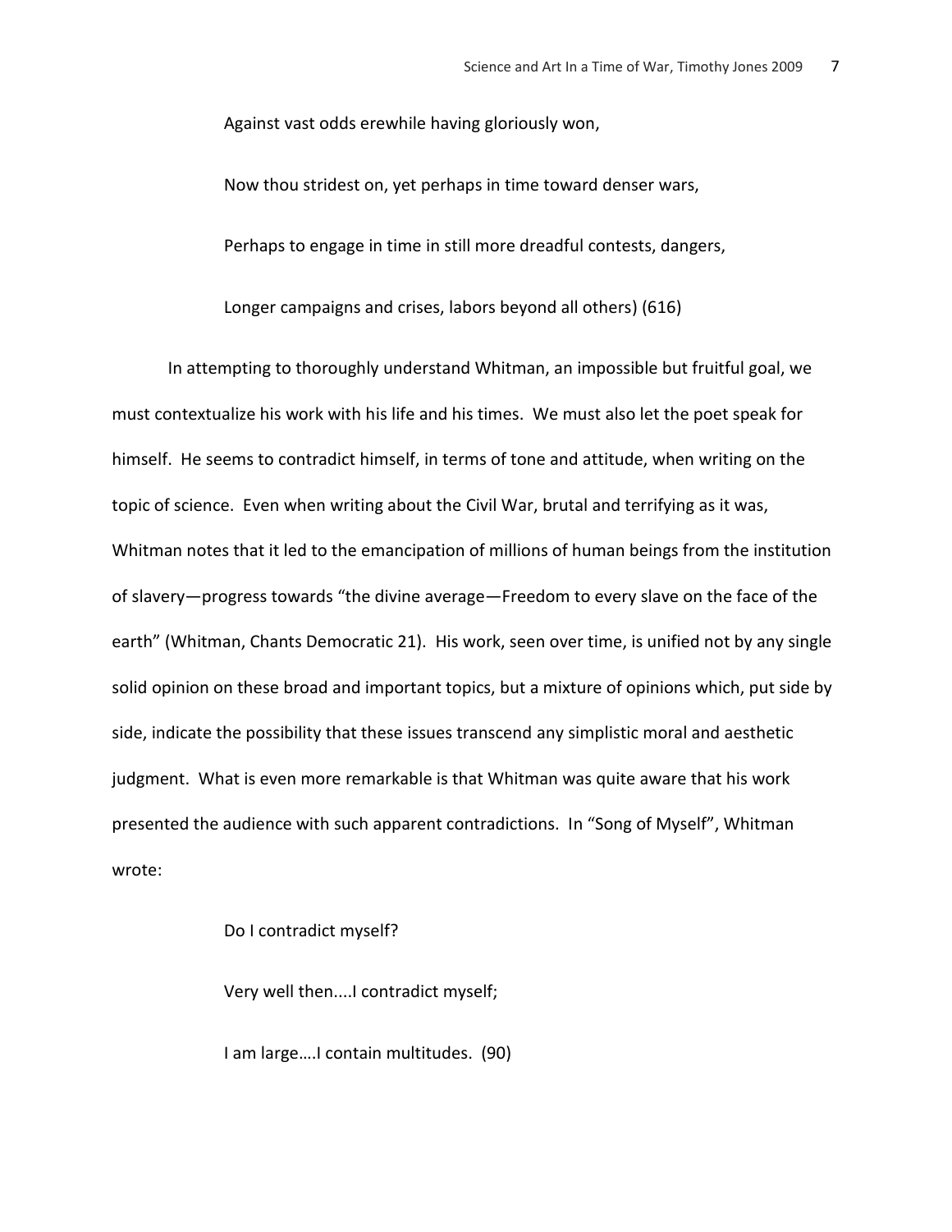Against vast odds erewhile having gloriously won,

Now thou stridest on, yet perhaps in time toward denser wars,

Perhaps to engage in time in still more dreadful contests, dangers,

Longer campaigns and crises, labors beyond all others) (616)

In attempting to thoroughly understand Whitman, an impossible but fruitful goal, we must contextualize his work with his life and his times. We must also let the poet speak for himself. He seems to contradict himself, in terms of tone and attitude, when writing on the topic of science. Even when writing about the Civil War, brutal and terrifying as it was, Whitman notes that it led to the emancipation of millions of human beings from the institution of slavery—progress towards "the divine average—Freedom to every slave on the face of the earth" (Whitman, Chants Democratic 21). His work, seen over time, is unified not by any single solid opinion on these broad and important topics, but a mixture of opinions which, put side by side, indicate the possibility that these issues transcend any simplistic moral and aesthetic judgment. What is even more remarkable is that Whitman was quite aware that his work presented the audience with such apparent contradictions. In "Song of Myself", Whitman wrote:

Do I contradict myself?

Very well then....I contradict myself;

I am large….I contain multitudes. (90)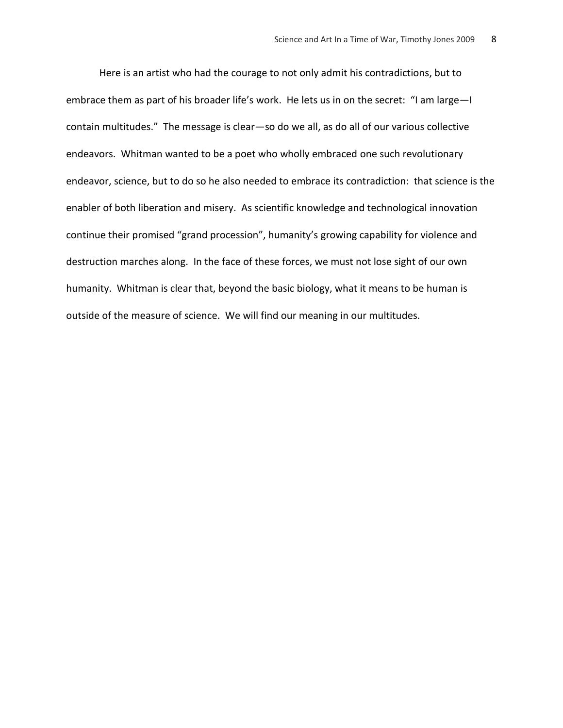Here is an artist who had the courage to not only admit his contradictions, but to embrace them as part of his broader life's work. He lets us in on the secret: "I am large—I contain multitudes." The message is clear—so do we all, as do all of our various collective endeavors. Whitman wanted to be a poet who wholly embraced one such revolutionary endeavor, science, but to do so he also needed to embrace its contradiction: that science is the enabler of both liberation and misery. As scientific knowledge and technological innovation continue their promised "grand procession", humanity's growing capability for violence and destruction marches along. In the face of these forces, we must not lose sight of our own humanity. Whitman is clear that, beyond the basic biology, what it means to be human is outside of the measure of science. We will find our meaning in our multitudes.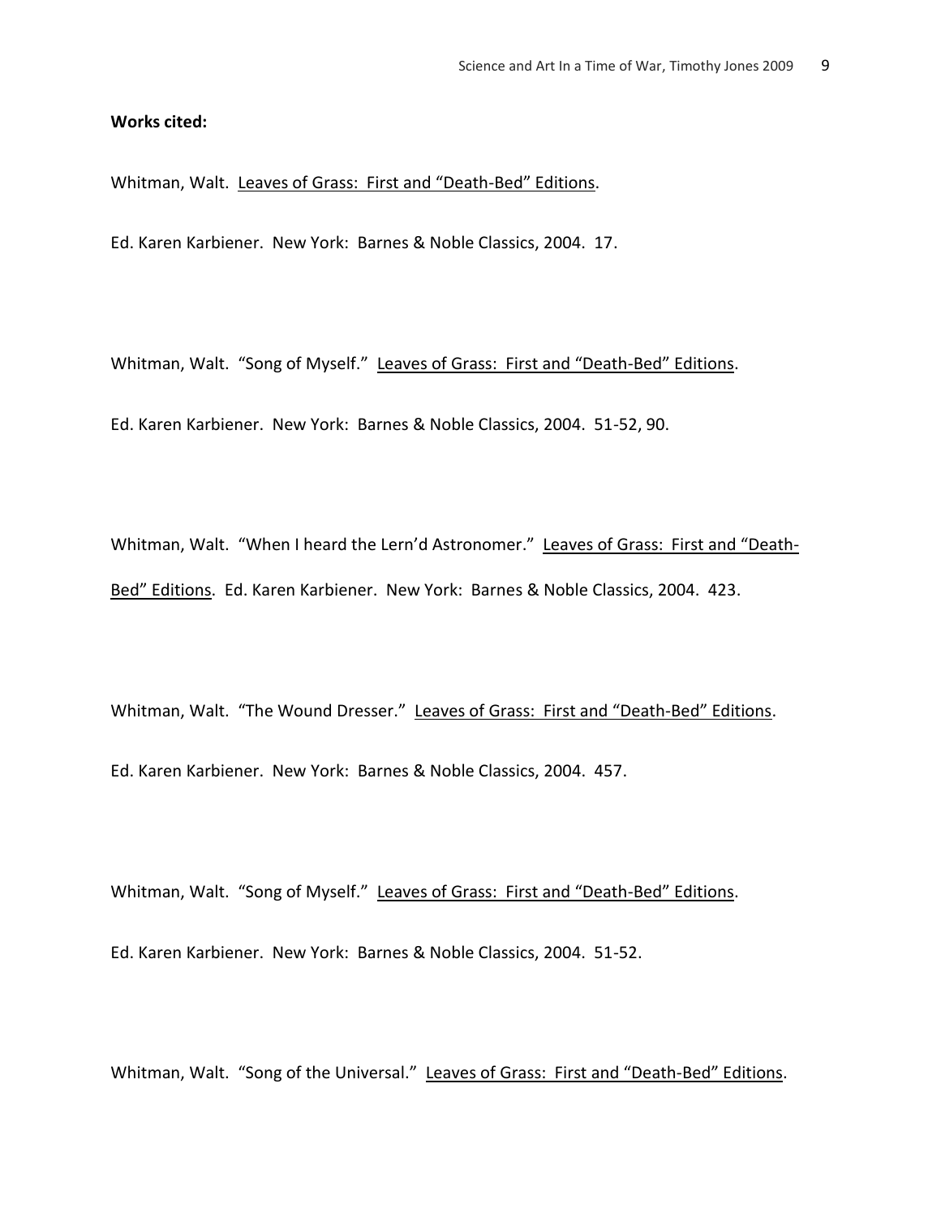**Works cited:**

Whitman, Walt. Leaves of Grass: First and "Death-Bed" Editions.

Ed. Karen Karbiener. New York: Barnes & Noble Classics, 2004. 17.

Whitman, Walt. "Song of Myself." Leaves of Grass: First and "Death-Bed" Editions.

Ed. Karen Karbiener. New York: Barnes & Noble Classics, 2004. 51-52, 90.

Whitman, Walt. "When I heard the Lern'd Astronomer." Leaves of Grass: First and "Death-Bed" Editions. Ed. Karen Karbiener. New York: Barnes & Noble Classics, 2004. 423.

Whitman, Walt. "The Wound Dresser." Leaves of Grass: First and "Death-Bed" Editions.

Ed. Karen Karbiener. New York: Barnes & Noble Classics, 2004. 457.

Whitman, Walt. "Song of Myself." Leaves of Grass: First and "Death-Bed" Editions.

Ed. Karen Karbiener. New York: Barnes & Noble Classics, 2004. 51-52.

Whitman, Walt. "Song of the Universal." Leaves of Grass: First and "Death-Bed" Editions.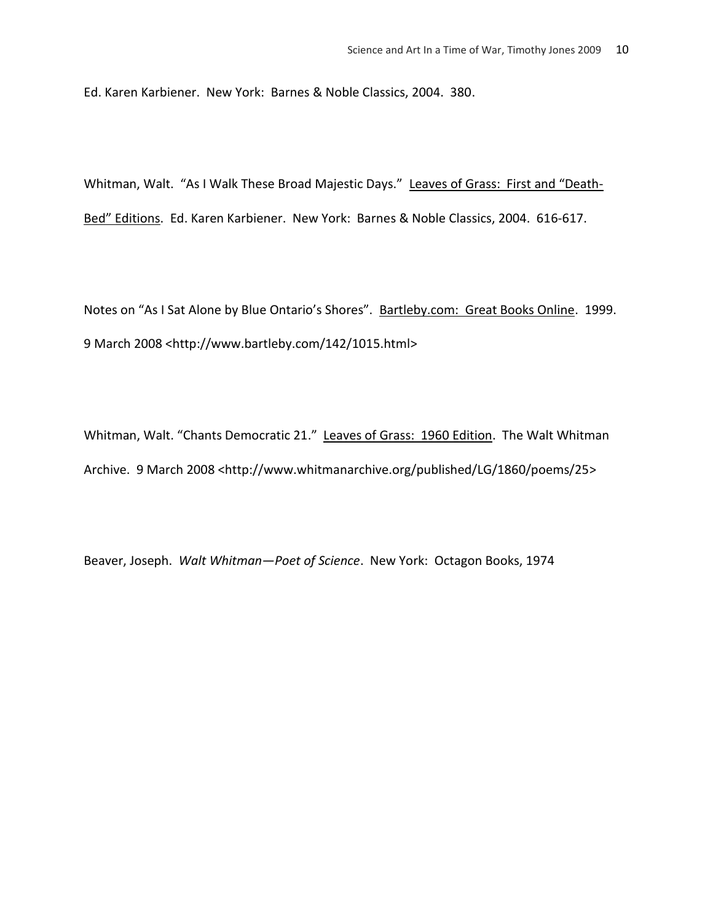Ed. Karen Karbiener. New York: Barnes & Noble Classics, 2004. 380.

Whitman, Walt. "As I Walk These Broad Majestic Days." <u>Leaves of Grass: First and "Death-Bed" Editions</u>. Ed. Karen Karbiener. New York: Barnes & Noble Classics, 2004. 616-617.

Notes on "As I Sat Alone by Blue Ontario's Shores". <u>Bartleby.com: Great Books Online</u>. 1999. 9 March 2008 <http://www.bartleby.com/142/1015.html>

Whitman, Walt. "Chants Democratic 21." <u>Leaves of Grass: 1960 Edition</u>. The Walt Whitman Archive. 9 March 2008 <http://www.whitmanarchive.org/published/LG/1860/poems/25>

Beaver, Joseph. *Walt Whitman—Poet of Science*. New York: Octagon Books, 1974